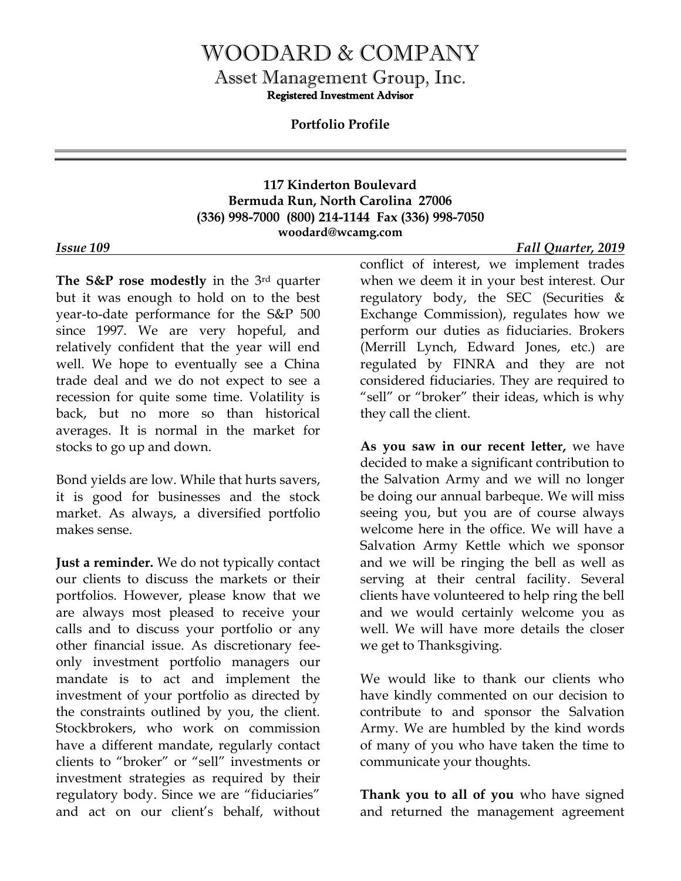# WOODARD & COMPANY

## Asset Management Group, Inc.

**Registered Investment Advisor**

**Portfolio Profile**

**117 Kinderton Boulevard**
**Bermuda Run, North Carolina 27006**
**(336) 998-7000 (800) 214-1144 Fax (336) 998-7050**
**woodard@wcamg.com**

***Issue 109*** ***Fall Quarter, 2019***

**The S&P rose modestly** in the 3rd quarter but it was enough to hold on to the best year-to-date performance for the S&P 500 since 1997. We are very hopeful, and relatively confident that the year will end well. We hope to eventually see a China trade deal and we do not expect to see a recession for quite some time. Volatility is back, but no more so than historical averages. It is normal in the market for stocks to go up and down.

Bond yields are low. While that hurts savers, it is good for businesses and the stock market. As always, a diversified portfolio makes sense.

**Just a reminder.** We do not typically contact our clients to discuss the markets or their portfolios. However, please know that we are always most pleased to receive your calls and to discuss your portfolio or any other financial issue. As discretionary fee-only investment portfolio managers our mandate is to act and implement the investment of your portfolio as directed by the constraints outlined by you, the client. Stockbrokers, who work on commission have a different mandate, regularly contact clients to "broker" or "sell" investments or investment strategies as required by their regulatory body. Since we are "fiduciaries" and act on our client's behalf, without conflict of interest, we implement trades when we deem it in your best interest. Our regulatory body, the SEC (Securities & Exchange Commission), regulates how we perform our duties as fiduciaries. Brokers (Merrill Lynch, Edward Jones, etc.) are regulated by FINRA and they are not considered fiduciaries. They are required to "sell" or "broker" their ideas, which is why they call the client.

**As you saw in our recent letter,** we have decided to make a significant contribution to the Salvation Army and we will no longer be doing our annual barbeque. We will miss seeing you, but you are of course always welcome here in the office. We will have a Salvation Army Kettle which we sponsor and we will be ringing the bell as well as serving at their central facility. Several clients have volunteered to help ring the bell and we would certainly welcome you as well. We will have more details the closer we get to Thanksgiving.

We would like to thank our clients who have kindly commented on our decision to contribute to and sponsor the Salvation Army. We are humbled by the kind words of many of you who have taken the time to communicate your thoughts.

**Thank you to all of you** who have signed and returned the management agreement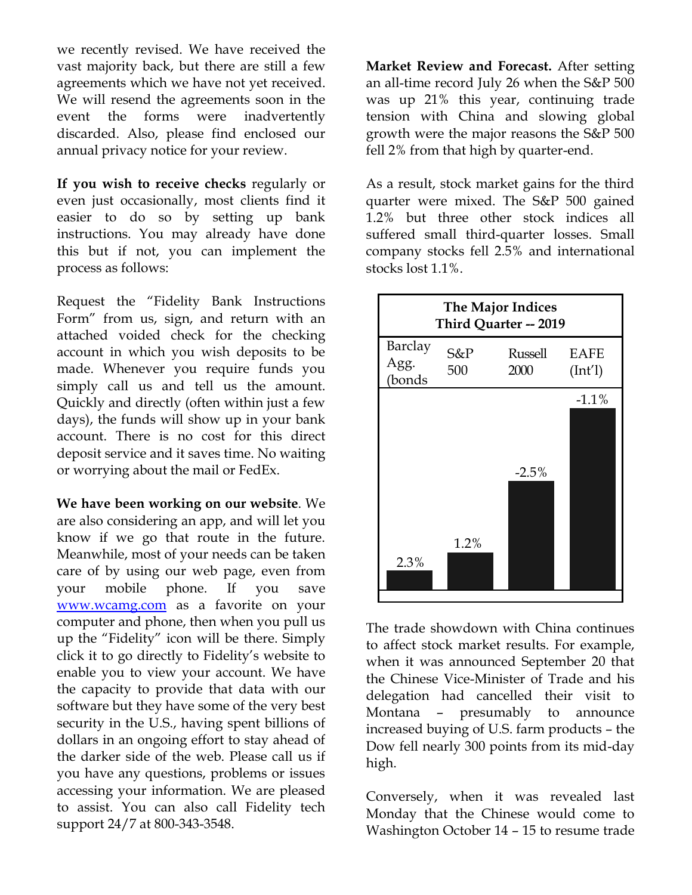we recently revised. We have received the vast majority back, but there are still a few agreements which we have not yet received. We will resend the agreements soon in the event the forms were inadvertently discarded. Also, please find enclosed our annual privacy notice for your review.

**If you wish to receive checks** regularly or even just occasionally, most clients find it easier to do so by setting up bank instructions. You may already have done this but if not, you can implement the process as follows:

Request the "Fidelity Bank Instructions Form" from us, sign, and return with an attached voided check for the checking account in which you wish deposits to be made. Whenever you require funds you simply call us and tell us the amount. Quickly and directly (often within just a few days), the funds will show up in your bank account. There is no cost for this direct deposit service and it saves time. No waiting or worrying about the mail or FedEx.

**We have been working on our website**. We are also considering an app, and will let you know if we go that route in the future. Meanwhile, most of your needs can be taken care of by using our web page, even from your mobile phone. If you save www.wcamg.com as a favorite on your computer and phone, then when you pull us up the "Fidelity" icon will be there. Simply click it to go directly to Fidelity's website to enable you to view your account. We have the capacity to provide that data with our software but they have some of the very best security in the U.S., having spent billions of dollars in an ongoing effort to stay ahead of the darker side of the web. Please call us if you have any questions, problems or issues accessing your information. We are pleased to assist. You can also call Fidelity tech support 24/7 at 800-343-3548.

**Market Review and Forecast.** After setting an all-time record July 26 when the S&P 500 was up 21% this year, continuing trade tension with China and slowing global growth were the major reasons the S&P 500 fell 2% from that high by quarter-end.

As a result, stock market gains for the third quarter were mixed. The S&P 500 gained 1.2% but three other stock indices all suffered small third-quarter losses. Small company stocks fell 2.5% and international stocks lost 1.1%.

**The Major Indices Third Quarter -- 2019**

| Barclay Agg. (bonds | S&P 500 | Russell 2000 | EAFE (Int'l) |
|---|---|---|---|
| 2.3% | 1.2% | -2.5% | -1.1% |

The trade showdown with China continues to affect stock market results. For example, when it was announced September 20 that the Chinese Vice-Minister of Trade and his delegation had cancelled their visit to Montana – presumably to announce increased buying of U.S. farm products – the Dow fell nearly 300 points from its mid-day high.

Conversely, when it was revealed last Monday that the Chinese would come to Washington October 14 – 15 to resume trade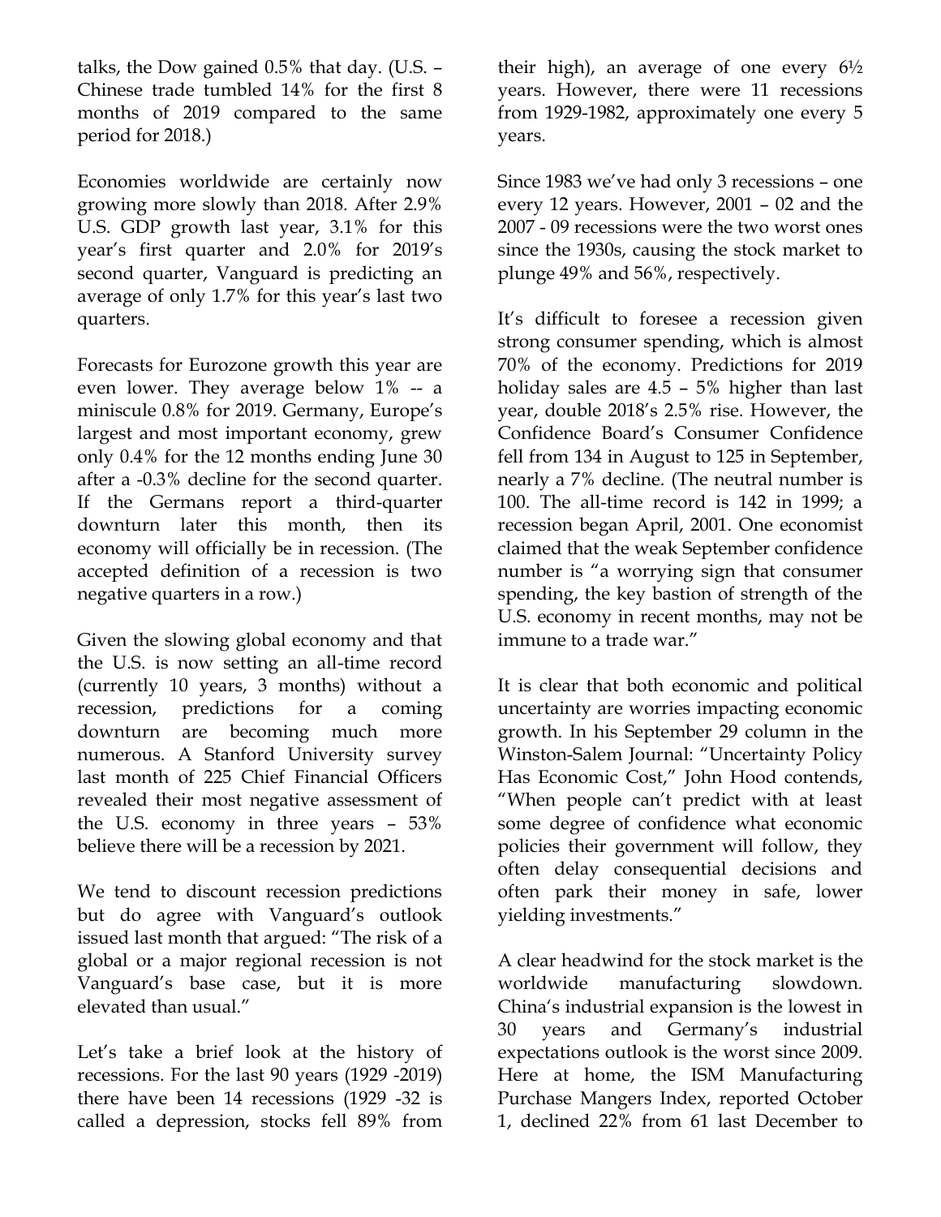talks, the Dow gained 0.5% that day. (U.S. – Chinese trade tumbled 14% for the first 8 months of 2019 compared to the same period for 2018.)

Economies worldwide are certainly now growing more slowly than 2018. After 2.9% U.S. GDP growth last year, 3.1% for this year's first quarter and 2.0% for 2019's second quarter, Vanguard is predicting an average of only 1.7% for this year's last two quarters.

Forecasts for Eurozone growth this year are even lower. They average below 1% -- a miniscule 0.8% for 2019. Germany, Europe's largest and most important economy, grew only 0.4% for the 12 months ending June 30 after a -0.3% decline for the second quarter. If the Germans report a third-quarter downturn later this month, then its economy will officially be in recession. (The accepted definition of a recession is two negative quarters in a row.)

Given the slowing global economy and that the U.S. is now setting an all-time record (currently 10 years, 3 months) without a recession, predictions for a coming downturn are becoming much more numerous. A Stanford University survey last month of 225 Chief Financial Officers revealed their most negative assessment of the U.S. economy in three years – 53% believe there will be a recession by 2021.

We tend to discount recession predictions but do agree with Vanguard's outlook issued last month that argued: "The risk of a global or a major regional recession is not Vanguard's base case, but it is more elevated than usual."

Let's take a brief look at the history of recessions. For the last 90 years (1929 -2019) there have been 14 recessions (1929 -32 is called a depression, stocks fell 89% from their high), an average of one every 6½ years. However, there were 11 recessions from 1929-1982, approximately one every 5 years.

Since 1983 we've had only 3 recessions – one every 12 years. However, 2001 – 02 and the 2007 - 09 recessions were the two worst ones since the 1930s, causing the stock market to plunge 49% and 56%, respectively.

It's difficult to foresee a recession given strong consumer spending, which is almost 70% of the economy. Predictions for 2019 holiday sales are 4.5 – 5% higher than last year, double 2018's 2.5% rise. However, the Confidence Board's Consumer Confidence fell from 134 in August to 125 in September, nearly a 7% decline. (The neutral number is 100. The all-time record is 142 in 1999; a recession began April, 2001. One economist claimed that the weak September confidence number is "a worrying sign that consumer spending, the key bastion of strength of the U.S. economy in recent months, may not be immune to a trade war."

It is clear that both economic and political uncertainty are worries impacting economic growth. In his September 29 column in the Winston-Salem Journal: "Uncertainty Policy Has Economic Cost," John Hood contends, "When people can't predict with at least some degree of confidence what economic policies their government will follow, they often delay consequential decisions and often park their money in safe, lower yielding investments."

A clear headwind for the stock market is the worldwide manufacturing slowdown. China's industrial expansion is the lowest in 30 years and Germany's industrial expectations outlook is the worst since 2009. Here at home, the ISM Manufacturing Purchase Mangers Index, reported October 1, declined 22% from 61 last December to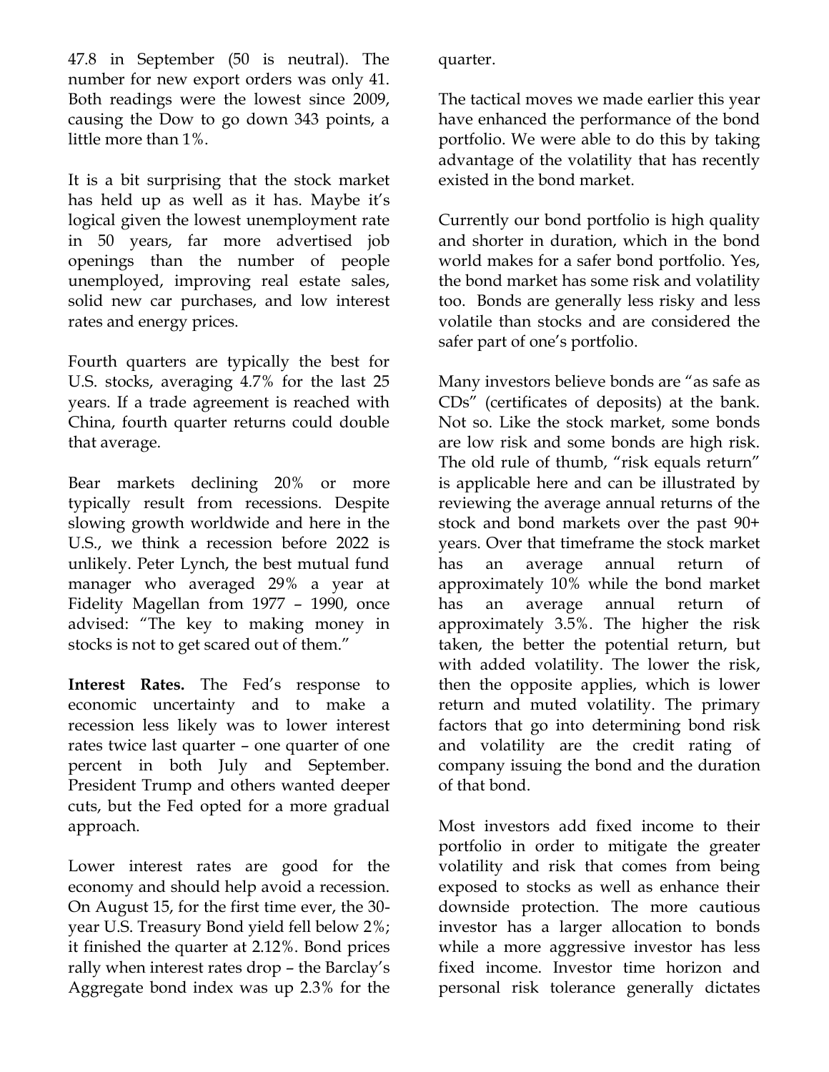47.8 in September (50 is neutral). The number for new export orders was only 41. Both readings were the lowest since 2009, causing the Dow to go down 343 points, a little more than 1%.

It is a bit surprising that the stock market has held up as well as it has. Maybe it's logical given the lowest unemployment rate in 50 years, far more advertised job openings than the number of people unemployed, improving real estate sales, solid new car purchases, and low interest rates and energy prices.

Fourth quarters are typically the best for U.S. stocks, averaging 4.7% for the last 25 years. If a trade agreement is reached with China, fourth quarter returns could double that average.

Bear markets declining 20% or more typically result from recessions. Despite slowing growth worldwide and here in the U.S., we think a recession before 2022 is unlikely. Peter Lynch, the best mutual fund manager who averaged 29% a year at Fidelity Magellan from 1977 – 1990, once advised: "The key to making money in stocks is not to get scared out of them."

**Interest Rates.** The Fed's response to economic uncertainty and to make a recession less likely was to lower interest rates twice last quarter – one quarter of one percent in both July and September. President Trump and others wanted deeper cuts, but the Fed opted for a more gradual approach.

Lower interest rates are good for the economy and should help avoid a recession. On August 15, for the first time ever, the 30-year U.S. Treasury Bond yield fell below 2%; it finished the quarter at 2.12%. Bond prices rally when interest rates drop – the Barclay's Aggregate bond index was up 2.3% for the quarter.

The tactical moves we made earlier this year have enhanced the performance of the bond portfolio. We were able to do this by taking advantage of the volatility that has recently existed in the bond market.

Currently our bond portfolio is high quality and shorter in duration, which in the bond world makes for a safer bond portfolio. Yes, the bond market has some risk and volatility too. Bonds are generally less risky and less volatile than stocks and are considered the safer part of one's portfolio.

Many investors believe bonds are "as safe as CDs" (certificates of deposits) at the bank. Not so. Like the stock market, some bonds are low risk and some bonds are high risk. The old rule of thumb, "risk equals return" is applicable here and can be illustrated by reviewing the average annual returns of the stock and bond markets over the past 90+ years. Over that timeframe the stock market has an average annual return of approximately 10% while the bond market has an average annual return of approximately 3.5%. The higher the risk taken, the better the potential return, but with added volatility. The lower the risk, then the opposite applies, which is lower return and muted volatility. The primary factors that go into determining bond risk and volatility are the credit rating of company issuing the bond and the duration of that bond.

Most investors add fixed income to their portfolio in order to mitigate the greater volatility and risk that comes from being exposed to stocks as well as enhance their downside protection. The more cautious investor has a larger allocation to bonds while a more aggressive investor has less fixed income. Investor time horizon and personal risk tolerance generally dictates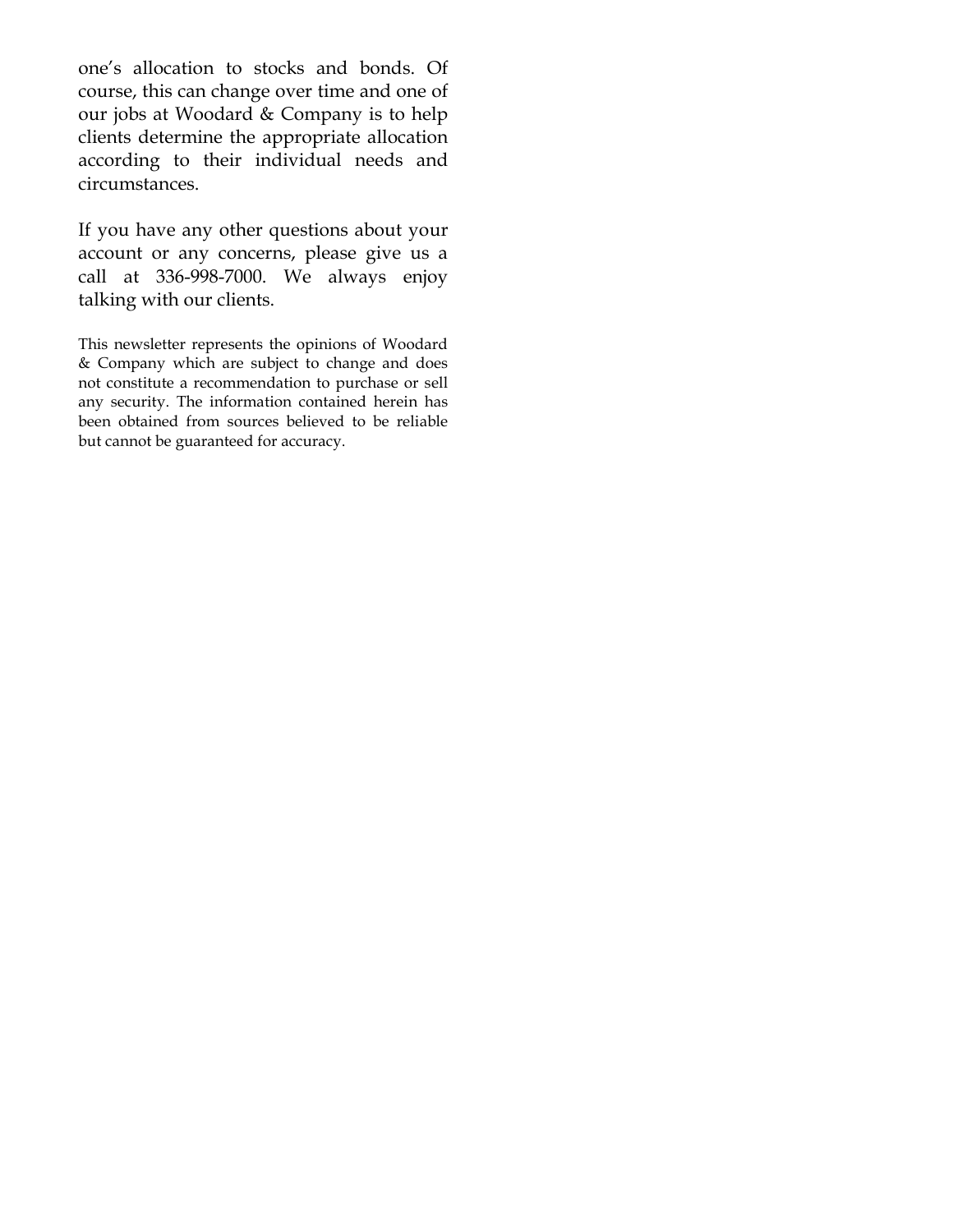one's allocation to stocks and bonds. Of course, this can change over time and one of our jobs at Woodard & Company is to help clients determine the appropriate allocation according to their individual needs and circumstances.

If you have any other questions about your account or any concerns, please give us a call at 336-998-7000. We always enjoy talking with our clients.

This newsletter represents the opinions of Woodard & Company which are subject to change and does not constitute a recommendation to purchase or sell any security. The information contained herein has been obtained from sources believed to be reliable but cannot be guaranteed for accuracy.